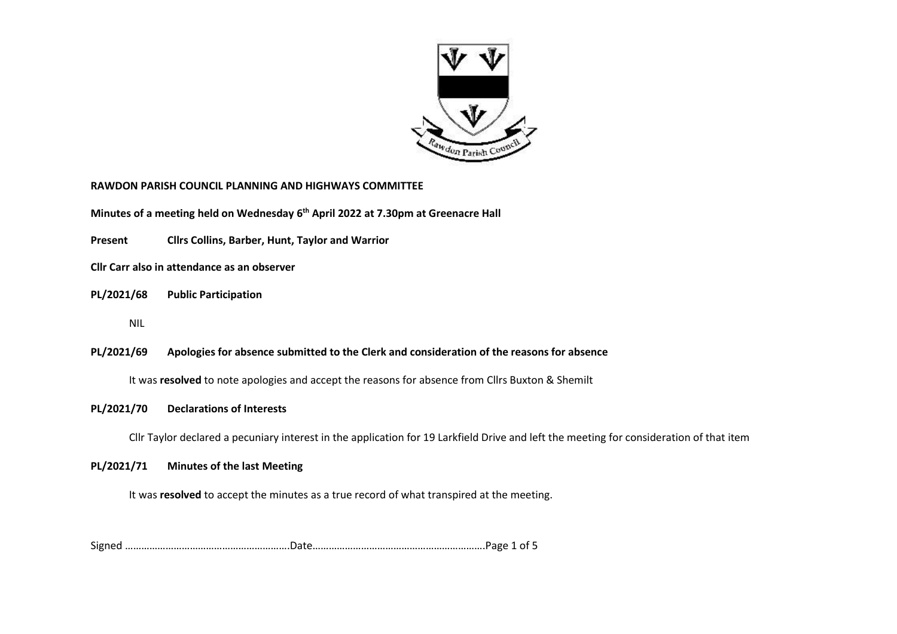# RAWDON PARISH COUNCIL PLANNING AND HIGHWAYS COMMITTEE

**Minutes of a meeting held on Wednesday 6th April 2022 at 7.30pm at Greenacre Hall**

**Present** **Cllrs Collins, Barber, Hunt, Taylor and Warrior**

**Cllr Carr also in attendance as an observer**

## PL/2021/68 Public Participation

NIL

## PL/2021/69 Apologies for absence submitted to the Clerk and consideration of the reasons for absence

It was **resolved** to note apologies and accept the reasons for absence from Cllrs Buxton & Shemilt

## PL/2021/70 Declarations of Interests

Cllr Taylor declared a pecuniary interest in the application for 19 Larkfield Drive and left the meeting for consideration of that item

## PL/2021/71 Minutes of the last Meeting

It was **resolved** to accept the minutes as a true record of what transpired at the meeting.

Signed ……………………………………………………Date………………………………………………………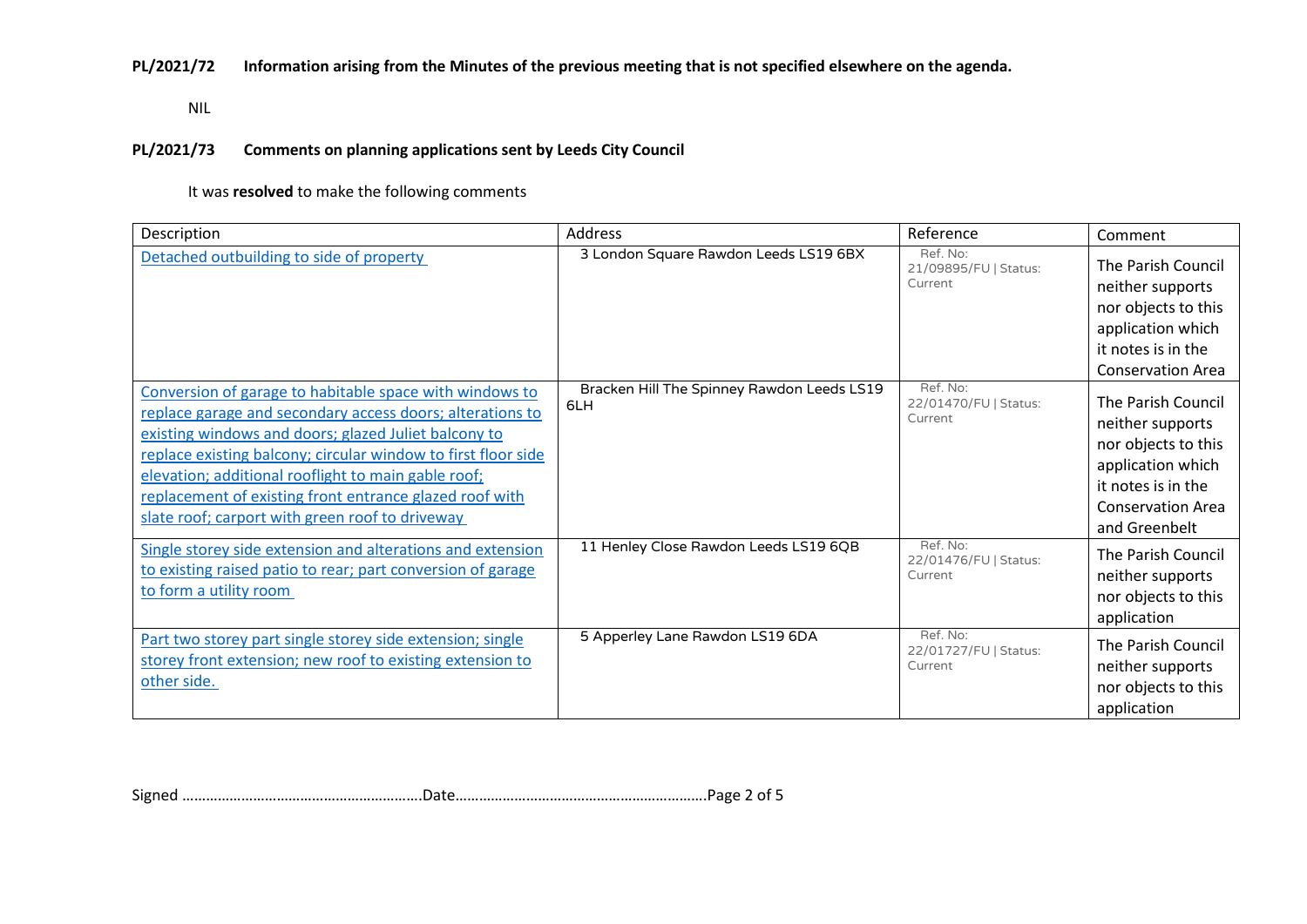**PL/2021/72 Information arising from the Minutes of the previous meeting that is not specified elsewhere on the agenda.**

NIL

**PL/2021/73 Comments on planning applications sent by Leeds City Council**

It was **resolved** to make the following comments

| Description | Address | Reference | Comment |
|---|---|---|---|
| Detached outbuilding to side of property | 3 London Square Rawdon Leeds LS19 6BX | Ref. No: 21/09895/FU \| Status: Current | The Parish Council neither supports nor objects to this application which it notes is in the Conservation Area |
| Conversion of garage to habitable space with windows to replace garage and secondary access doors; alterations to existing windows and doors; glazed Juliet balcony to replace existing balcony; circular window to first floor side elevation; additional rooflight to main gable roof; replacement of existing front entrance glazed roof with slate roof; carport with green roof to driveway | Bracken Hill The Spinney Rawdon Leeds LS19 6LH | Ref. No: 22/01470/FU \| Status: Current | The Parish Council neither supports nor objects to this application which it notes is in the Conservation Area and Greenbelt |
| Single storey side extension and alterations and extension to existing raised patio to rear; part conversion of garage to form a utility room | 11 Henley Close Rawdon Leeds LS19 6QB | Ref. No: 22/01476/FU \| Status: Current | The Parish Council neither supports nor objects to this application |
| Part two storey part single storey side extension; single storey front extension; new roof to existing extension to other side. | 5 Apperley Lane Rawdon LS19 6DA | Ref. No: 22/01727/FU \| Status: Current | The Parish Council neither supports nor objects to this application |

Signed …………………………………………………….Date……………………………………………………….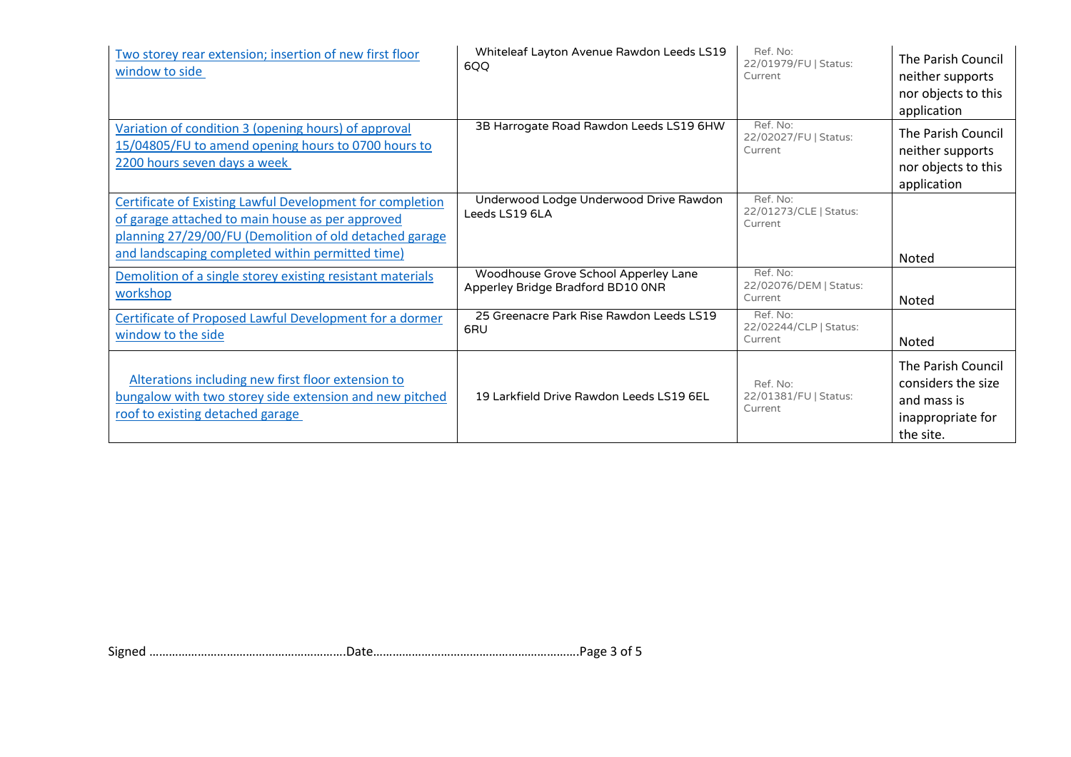| | | | |
|---|---|---|---|
| Two storey rear extension; insertion of new first floor window to side | Whiteleaf Layton Avenue Rawdon Leeds LS19 6QQ | Ref. No: 22/01979/FU \| Status: Current | The Parish Council neither supports nor objects to this application |
| Variation of condition 3 (opening hours) of approval 15/04805/FU to amend opening hours to 0700 hours to 2200 hours seven days a week | 3B Harrogate Road Rawdon Leeds LS19 6HW | Ref. No: 22/02027/FU \| Status: Current | The Parish Council neither supports nor objects to this application |
| Certificate of Existing Lawful Development for completion of garage attached to main house as per approved planning 27/29/00/FU (Demolition of old detached garage and landscaping completed within permitted time) | Underwood Lodge Underwood Drive Rawdon Leeds LS19 6LA | Ref. No: 22/01273/CLE \| Status: Current | Noted |
| Demolition of a single storey existing resistant materials workshop | Woodhouse Grove School Apperley Lane Apperley Bridge Bradford BD10 0NR | Ref. No: 22/02076/DEM \| Status: Current | Noted |
| Certificate of Proposed Lawful Development for a dormer window to the side | 25 Greenacre Park Rise Rawdon Leeds LS19 6RU | Ref. No: 22/02244/CLP \| Status: Current | Noted |
| Alterations including new first floor extension to bungalow with two storey side extension and new pitched roof to existing detached garage | 19 Larkfield Drive Rawdon Leeds LS19 6EL | Ref. No: 22/01381/FU \| Status: Current | The Parish Council considers the size and mass is inappropriate for the site. |

Signed ……………………………………………………Date………………………………………………………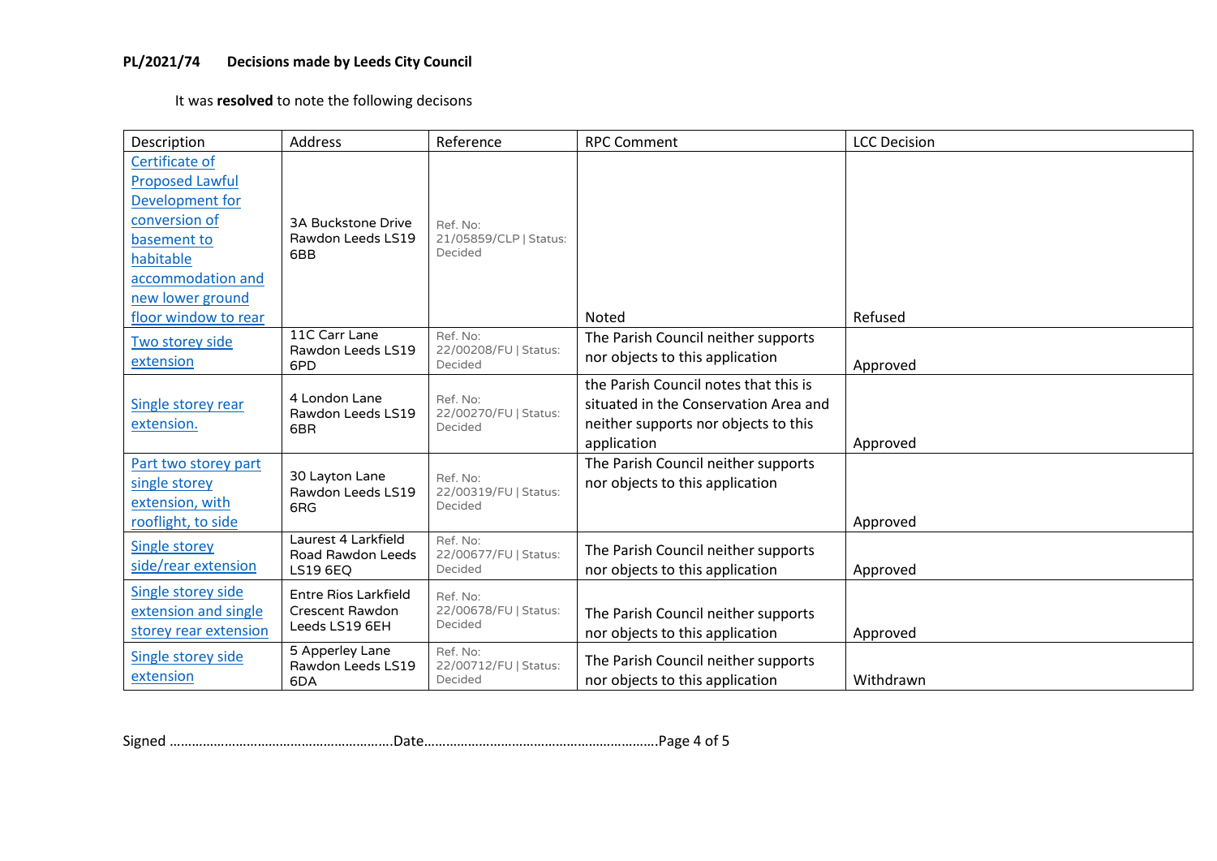**PL/2021/74 Decisions made by Leeds City Council**

It was **resolved** to note the following decisons

| Description | Address | Reference | RPC Comment | LCC Decision |
|---|---|---|---|---|
| Certificate of Proposed Lawful Development for conversion of basement to habitable accommodation and new lower ground floor window to rear | 3A Buckstone Drive Rawdon Leeds LS19 6BB | Ref. No: 21/05859/CLP \| Status: Decided | Noted | Refused |
| Two storey side extension | 11C Carr Lane Rawdon Leeds LS19 6PD | Ref. No: 22/00208/FU \| Status: Decided | The Parish Council neither supports nor objects to this application | Approved |
| Single storey rear extension. | 4 London Lane Rawdon Leeds LS19 6BR | Ref. No: 22/00270/FU \| Status: Decided | the Parish Council notes that this is situated in the Conservation Area and neither supports nor objects to this application | Approved |
| Part two storey part single storey extension, with rooflight, to side | 30 Layton Lane Rawdon Leeds LS19 6RG | Ref. No: 22/00319/FU \| Status: Decided | The Parish Council neither supports nor objects to this application | Approved |
| Single storey side/rear extension | Laurest 4 Larkfield Road Rawdon Leeds LS19 6EQ | Ref. No: 22/00677/FU \| Status: Decided | The Parish Council neither supports nor objects to this application | Approved |
| Single storey side extension and single storey rear extension | Entre Rios Larkfield Crescent Rawdon Leeds LS19 6EH | Ref. No: 22/00678/FU \| Status: Decided | The Parish Council neither supports nor objects to this application | Approved |
| Single storey side extension | 5 Apperley Lane Rawdon Leeds LS19 6DA | Ref. No: 22/00712/FU \| Status: Decided | The Parish Council neither supports nor objects to this application | Withdrawn |

Signed ……………………………………………………Date………………………………………………………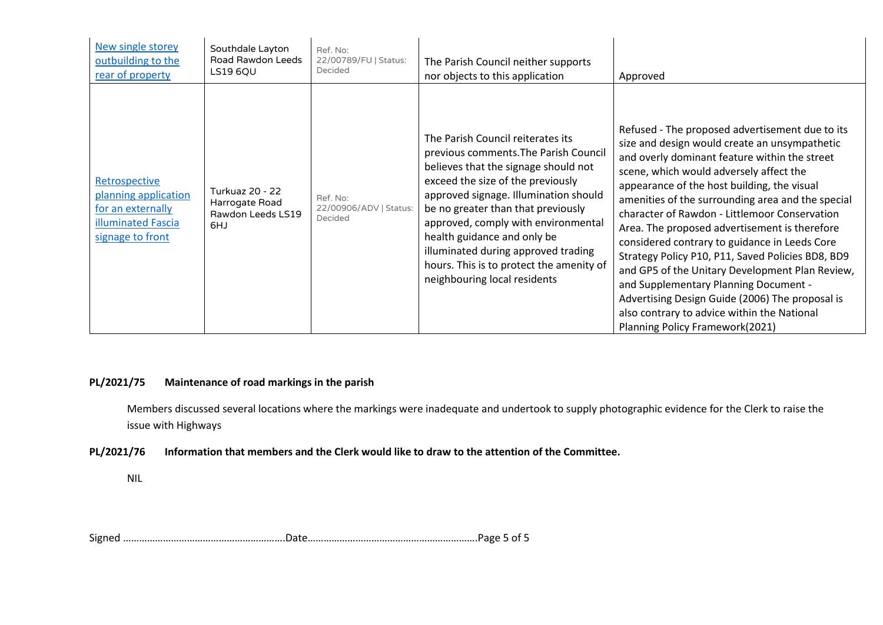| | | | | |
|---|---|---|---|---|
| [New single storey outbuilding to the rear of property]() | Southdale Layton Road Rawdon Leeds LS19 6QU | Ref. No: 22/00789/FU \| Status: Decided | The Parish Council neither supports nor objects to this application | Approved |
| [Retrospective planning application for an externally illuminated Fascia signage to front]() | Turkuaz 20 - 22 Harrogate Road Rawdon Leeds LS19 6HJ | Ref. No: 22/00906/ADV \| Status: Decided | The Parish Council reiterates its previous comments.The Parish Council believes that the signage should not exceed the size of the previously approved signage. Illumination should be no greater than that previously approved, comply with environmental health guidance and only be illuminated during approved trading hours. This is to protect the amenity of neighbouring local residents | Refused - The proposed advertisement due to its size and design would create an unsympathetic and overly dominant feature within the street scene, which would adversely affect the appearance of the host building, the visual amenities of the surrounding area and the special character of Rawdon - Littlemoor Conservation Area. The proposed advertisement is therefore considered contrary to guidance in Leeds Core Strategy Policy P10, P11, Saved Policies BD8, BD9 and GP5 of the Unitary Development Plan Review, and Supplementary Planning Document - Advertising Design Guide (2006) The proposal is also contrary to advice within the National Planning Policy Framework(2021) |

**PL/2021/75 Maintenance of road markings in the parish**

Members discussed several locations where the markings were inadequate and undertook to supply photographic evidence for the Clerk to raise the issue with Highways

**PL/2021/76 Information that members and the Clerk would like to draw to the attention of the Committee.**

NIL

Signed …………………………………………………….Date……………………………………………………….